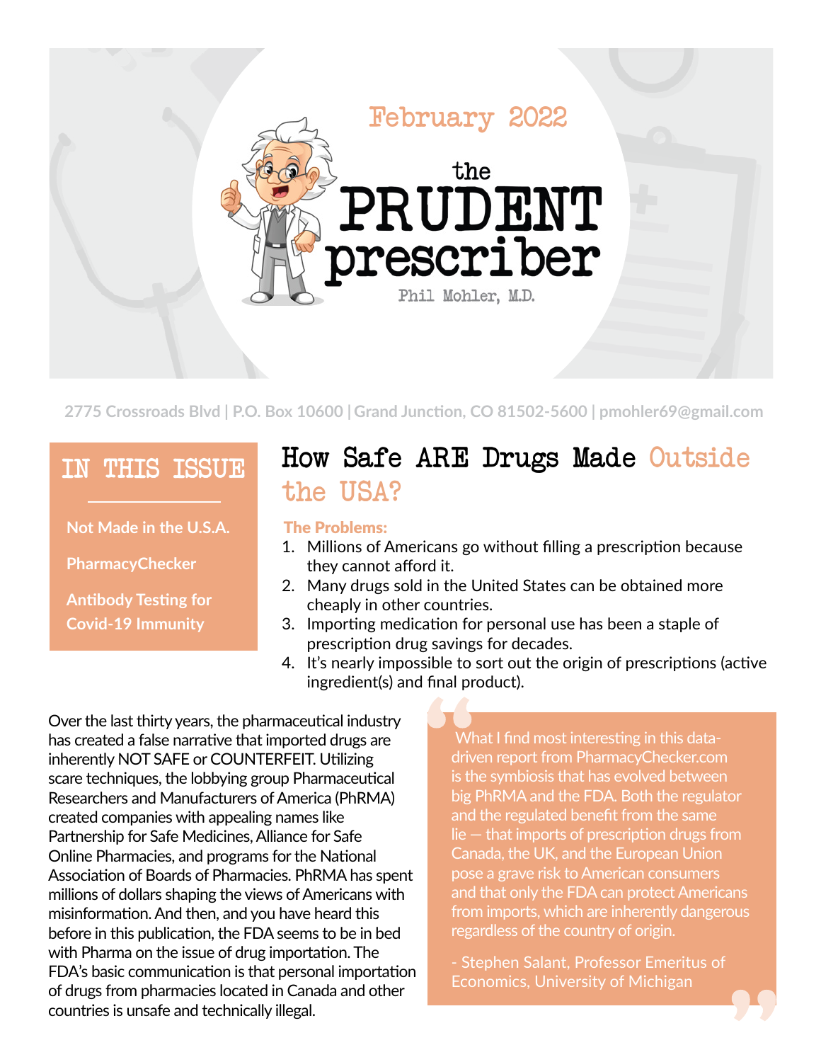February 2022

# the PRUDENT prescriber

Phil Mohler, M.D.

2775 Crossroads Blvd | P.O. Box 10600 | Grand Junction, CO 81502-5600 | pmohler69@gmail.com

## IN THIS ISSUE

- Not Made in the U.S.A.
- PharmacyChecker
- Antibody Testing for Covid-19 Immunity

## How Safe ARE Drugs Made Outside the USA?

**The Problems:**

1. Millions of Americans go without filling a prescription because they cannot afford it.
2. Many drugs sold in the United States can be obtained more cheaply in other countries.
3. Importing medication for personal use has been a staple of prescription drug savings for decades.
4. It's nearly impossible to sort out the origin of prescriptions (active ingredient(s) and final product).

Over the last thirty years, the pharmaceutical industry has created a false narrative that imported drugs are inherently NOT SAFE or COUNTERFEIT. Utilizing scare techniques, the lobbying group Pharmaceutical Researchers and Manufacturers of America (PhRMA) created companies with appealing names like Partnership for Safe Medicines, Alliance for Safe Online Pharmacies, and programs for the National Association of Boards of Pharmacies. PhRMA has spent millions of dollars shaping the views of Americans with misinformation. And then, and you have heard this before in this publication, the FDA seems to be in bed with Pharma on the issue of drug importation. The FDA's basic communication is that personal importation of drugs from pharmacies located in Canada and other countries is unsafe and technically illegal.

> What I find most interesting in this data-driven report from PharmacyChecker.com is the symbiosis that has evolved between big PhRMA and the FDA. Both the regulator and the regulated benefit from the same lie — that imports of prescription drugs from Canada, the UK, and the European Union pose a grave risk to American consumers and that only the FDA can protect Americans from imports, which are inherently dangerous regardless of the country of origin.
>
> - Stephen Salant, Professor Emeritus of Economics, University of Michigan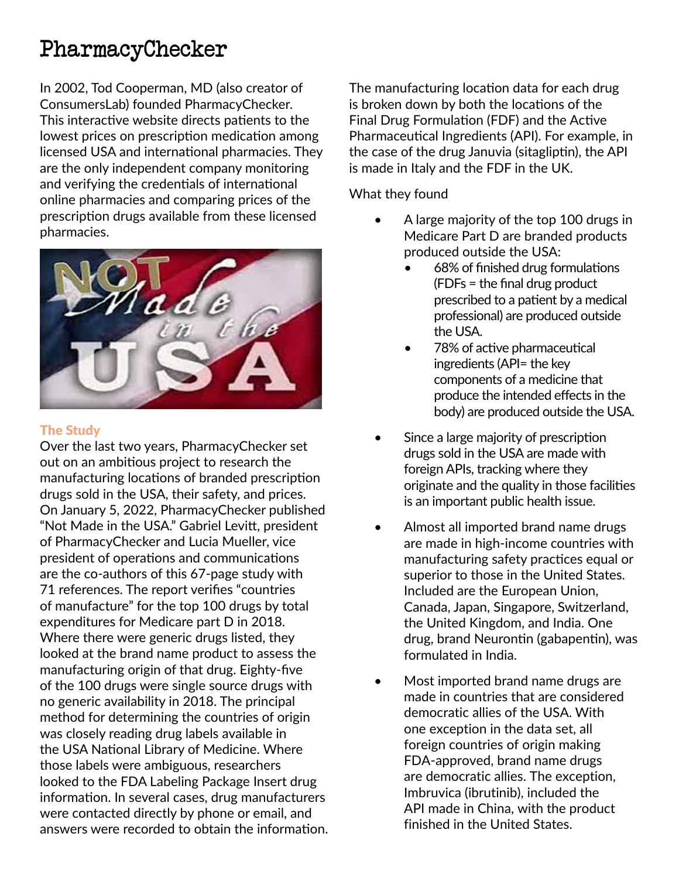# PharmacyChecker

In 2002, Tod Cooperman, MD (also creator of ConsumersLab) founded PharmacyChecker. This interactive website directs patients to the lowest prices on prescription medication among licensed USA and international pharmacies. They are the only independent company monitoring and verifying the credentials of international online pharmacies and comparing prices of the prescription drugs available from these licensed pharmacies.

## The Study

Over the last two years, PharmacyChecker set out on an ambitious project to research the manufacturing locations of branded prescription drugs sold in the USA, their safety, and prices. On January 5, 2022, PharmacyChecker published "Not Made in the USA." Gabriel Levitt, president of PharmacyChecker and Lucia Mueller, vice president of operations and communications are the co-authors of this 67-page study with 71 references. The report verifies "countries of manufacture" for the top 100 drugs by total expenditures for Medicare part D in 2018. Where there were generic drugs listed, they looked at the brand name product to assess the manufacturing origin of that drug. Eighty-five of the 100 drugs were single source drugs with no generic availability in 2018. The principal method for determining the countries of origin was closely reading drug labels available in the USA National Library of Medicine. Where those labels were ambiguous, researchers looked to the FDA Labeling Package Insert drug information. In several cases, drug manufacturers were contacted directly by phone or email, and answers were recorded to obtain the information.

The manufacturing location data for each drug is broken down by both the locations of the Final Drug Formulation (FDF) and the Active Pharmaceutical Ingredients (API). For example, in the case of the drug Januvia (sitagliptin), the API is made in Italy and the FDF in the UK.

What they found

- A large majority of the top 100 drugs in Medicare Part D are branded products produced outside the USA:
  - 68% of finished drug formulations (FDFs = the final drug product prescribed to a patient by a medical professional) are produced outside the USA.
  - 78% of active pharmaceutical ingredients (API= the key components of a medicine that produce the intended effects in the body) are produced outside the USA.
- Since a large majority of prescription drugs sold in the USA are made with foreign APIs, tracking where they originate and the quality in those facilities is an important public health issue.
- Almost all imported brand name drugs are made in high-income countries with manufacturing safety practices equal or superior to those in the United States. Included are the European Union, Canada, Japan, Singapore, Switzerland, the United Kingdom, and India. One drug, brand Neurontin (gabapentin), was formulated in India.
- Most imported brand name drugs are made in countries that are considered democratic allies of the USA. With one exception in the data set, all foreign countries of origin making FDA-approved, brand name drugs are democratic allies. The exception, Imbruvica (ibrutinib), included the API made in China, with the product finished in the United States.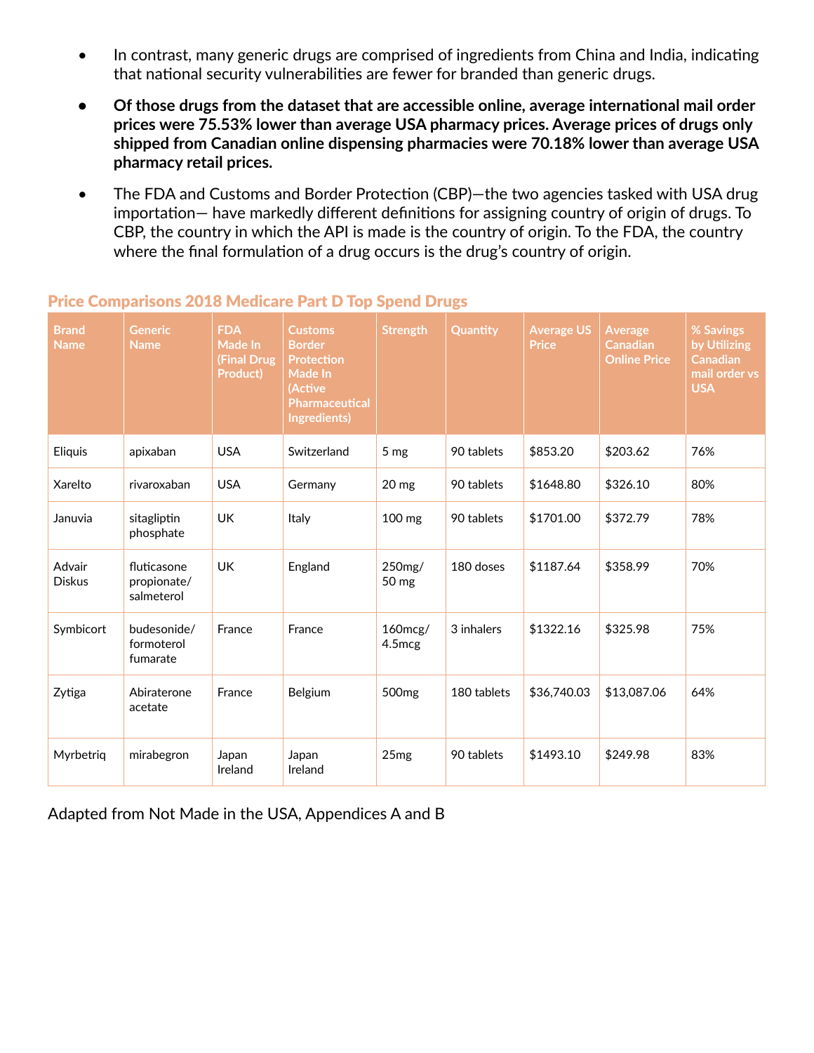- In contrast, many generic drugs are comprised of ingredients from China and India, indicating that national security vulnerabilities are fewer for branded than generic drugs.
- **Of those drugs from the dataset that are accessible online, average international mail order prices were 75.53% lower than average USA pharmacy prices. Average prices of drugs only shipped from Canadian online dispensing pharmacies were 70.18% lower than average USA pharmacy retail prices.**
- The FDA and Customs and Border Protection (CBP)—the two agencies tasked with USA drug importation— have markedly different definitions for assigning country of origin of drugs. To CBP, the country in which the API is made is the country of origin. To the FDA, the country where the final formulation of a drug occurs is the drug's country of origin.

### Price Comparisons 2018 Medicare Part D Top Spend Drugs

| Brand Name | Generic Name | FDA Made In (Final Drug Product) | Customs Border Protection Made In (Active Pharmaceutical Ingredients) | Strength | Quantity | Average US Price | Average Canadian Online Price | % Savings by Utilizing Canadian mail order vs USA |
|---|---|---|---|---|---|---|---|---|
| Eliquis | apixaban | USA | Switzerland | 5 mg | 90 tablets | $853.20 | $203.62 | 76% |
| Xarelto | rivaroxaban | USA | Germany | 20 mg | 90 tablets | $1648.80 | $326.10 | 80% |
| Januvia | sitagliptin phosphate | UK | Italy | 100 mg | 90 tablets | $1701.00 | $372.79 | 78% |
| Advair Diskus | fluticasone propionate/ salmeterol | UK | England | 250mg/ 50 mg | 180 doses | $1187.64 | $358.99 | 70% |
| Symbicort | budesonide/ formoterol fumarate | France | France | 160mcg/ 4.5mcg | 3 inhalers | $1322.16 | $325.98 | 75% |
| Zytiga | Abiraterone acetate | France | Belgium | 500mg | 180 tablets | $36,740.03 | $13,087.06 | 64% |
| Myrbetriq | mirabegron | Japan Ireland | Japan Ireland | 25mg | 90 tablets | $1493.10 | $249.98 | 83% |

Adapted from Not Made in the USA, Appendices A and B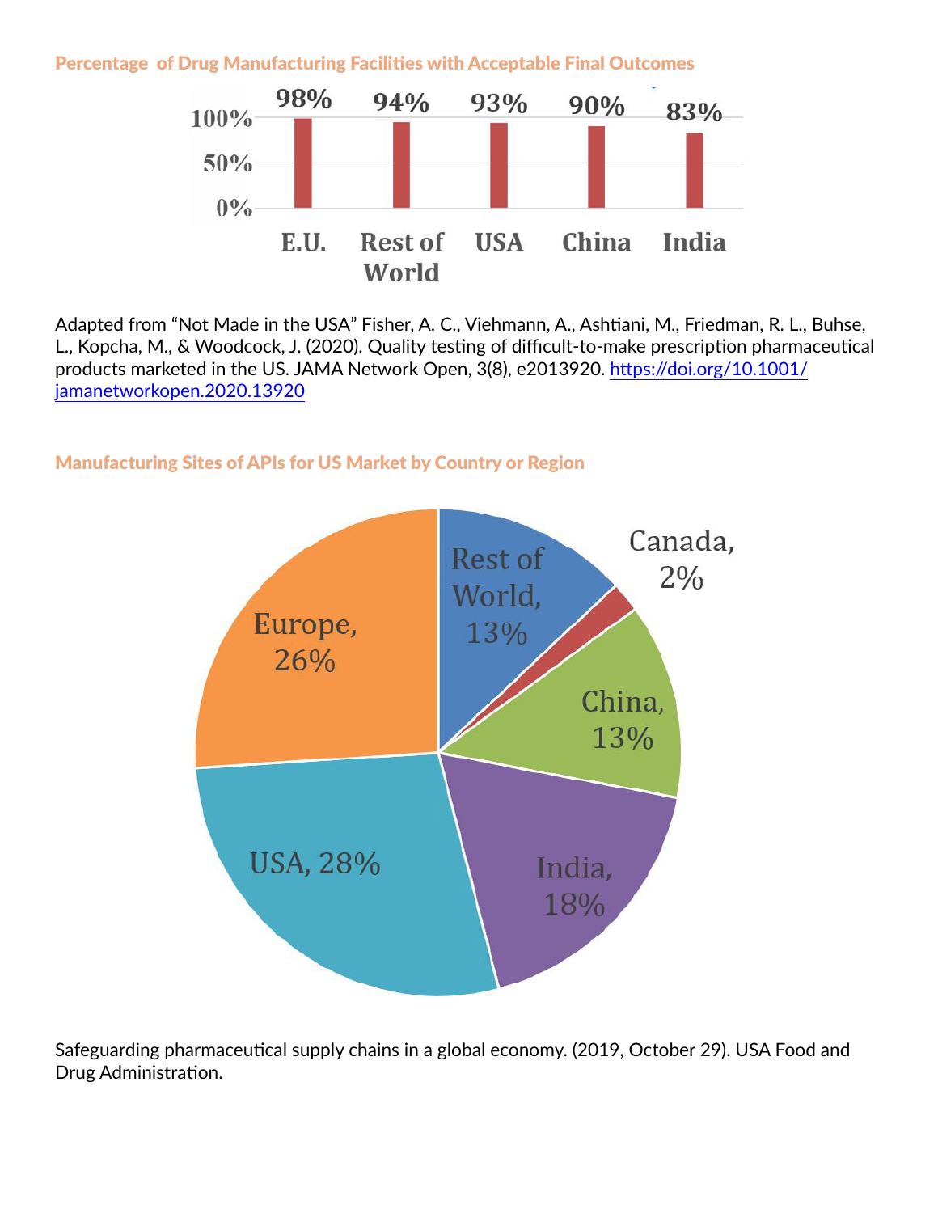### Percentage of Drug Manufacturing Facilities with Acceptable Final Outcomes

| Region | Percentage |
| --- | --- |
| E.U. | 98% |
| Rest of World | 94% |
| USA | 93% |
| China | 90% |
| India | 83% |

Adapted from "Not Made in the USA" Fisher, A. C., Viehmann, A., Ashtiani, M., Friedman, R. L., Buhse, L., Kopcha, M., & Woodcock, J. (2020). Quality testing of difficult-to-make prescription pharmaceutical products marketed in the US. JAMA Network Open, 3(8), e2013920. [https://doi.org/10.1001/jamanetworkopen.2020.13920](https://doi.org/10.1001/jamanetworkopen.2020.13920)

### Manufacturing Sites of APIs for US Market by Country or Region

| Country or Region | Percentage |
| --- | --- |
| Rest of World | 13% |
| Canada | 2% |
| China | 13% |
| India | 18% |
| USA | 28% |
| Europe | 26% |

Safeguarding pharmaceutical supply chains in a global economy. (2019, October 29). USA Food and Drug Administration.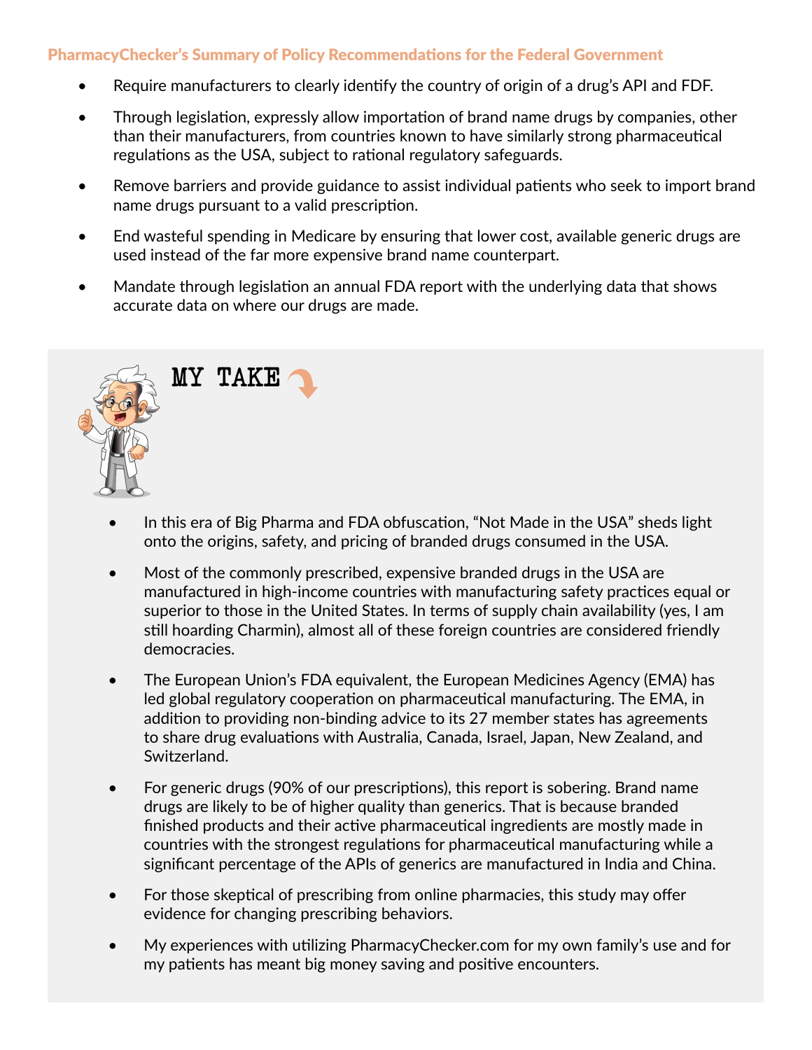## PharmacyChecker's Summary of Policy Recommendations for the Federal Government

- Require manufacturers to clearly identify the country of origin of a drug's API and FDF.
- Through legislation, expressly allow importation of brand name drugs by companies, other than their manufacturers, from countries known to have similarly strong pharmaceutical regulations as the USA, subject to rational regulatory safeguards.
- Remove barriers and provide guidance to assist individual patients who seek to import brand name drugs pursuant to a valid prescription.
- End wasteful spending in Medicare by ensuring that lower cost, available generic drugs are used instead of the far more expensive brand name counterpart.
- Mandate through legislation an annual FDA report with the underlying data that shows accurate data on where our drugs are made.

## MY TAKE

- In this era of Big Pharma and FDA obfuscation, "Not Made in the USA" sheds light onto the origins, safety, and pricing of branded drugs consumed in the USA.
- Most of the commonly prescribed, expensive branded drugs in the USA are manufactured in high-income countries with manufacturing safety practices equal or superior to those in the United States. In terms of supply chain availability (yes, I am still hoarding Charmin), almost all of these foreign countries are considered friendly democracies.
- The European Union's FDA equivalent, the European Medicines Agency (EMA) has led global regulatory cooperation on pharmaceutical manufacturing. The EMA, in addition to providing non-binding advice to its 27 member states has agreements to share drug evaluations with Australia, Canada, Israel, Japan, New Zealand, and Switzerland.
- For generic drugs (90% of our prescriptions), this report is sobering. Brand name drugs are likely to be of higher quality than generics. That is because branded finished products and their active pharmaceutical ingredients are mostly made in countries with the strongest regulations for pharmaceutical manufacturing while a significant percentage of the APIs of generics are manufactured in India and China.
- For those skeptical of prescribing from online pharmacies, this study may offer evidence for changing prescribing behaviors.
- My experiences with utilizing PharmacyChecker.com for my own family's use and for my patients has meant big money saving and positive encounters.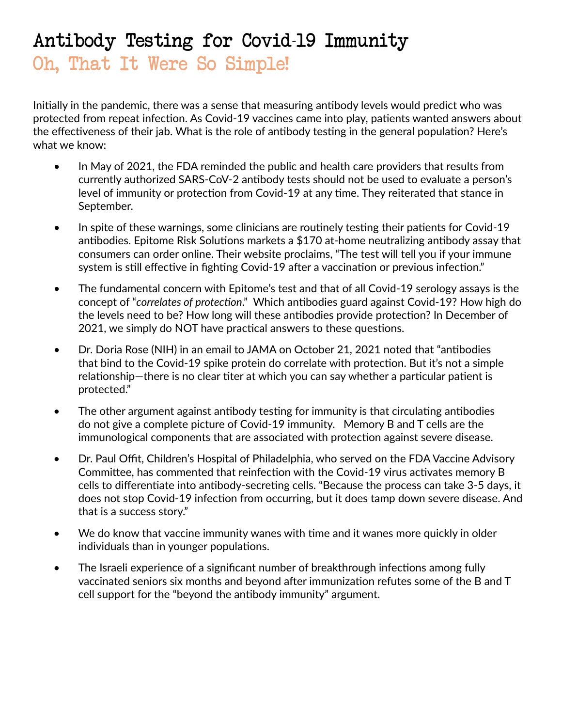# Antibody Testing for Covid-19 Immunity

## Oh, That It Were So Simple!

Initially in the pandemic, there was a sense that measuring antibody levels would predict who was protected from repeat infection. As Covid-19 vaccines came into play, patients wanted answers about the effectiveness of their jab. What is the role of antibody testing in the general population? Here's what we know:

- In May of 2021, the FDA reminded the public and health care providers that results from currently authorized SARS-CoV-2 antibody tests should not be used to evaluate a person's level of immunity or protection from Covid-19 at any time. They reiterated that stance in September.
- In spite of these warnings, some clinicians are routinely testing their patients for Covid-19 antibodies. Epitome Risk Solutions markets a $170 at-home neutralizing antibody assay that consumers can order online. Their website proclaims, "The test will tell you if your immune system is still effective in fighting Covid-19 after a vaccination or previous infection."
- The fundamental concern with Epitome's test and that of all Covid-19 serology assays is the concept of "*correlates of protection*." Which antibodies guard against Covid-19? How high do the levels need to be? How long will these antibodies provide protection? In December of 2021, we simply do NOT have practical answers to these questions.
- Dr. Doria Rose (NIH) in an email to JAMA on October 21, 2021 noted that "antibodies that bind to the Covid-19 spike protein do correlate with protection. But it's not a simple relationship—there is no clear titer at which you can say whether a particular patient is protected."
- The other argument against antibody testing for immunity is that circulating antibodies do not give a complete picture of Covid-19 immunity. Memory B and T cells are the immunological components that are associated with protection against severe disease.
- Dr. Paul Offit, Children's Hospital of Philadelphia, who served on the FDA Vaccine Advisory Committee, has commented that reinfection with the Covid-19 virus activates memory B cells to differentiate into antibody-secreting cells. "Because the process can take 3-5 days, it does not stop Covid-19 infection from occurring, but it does tamp down severe disease. And that is a success story."
- We do know that vaccine immunity wanes with time and it wanes more quickly in older individuals than in younger populations.
- The Israeli experience of a significant number of breakthrough infections among fully vaccinated seniors six months and beyond after immunization refutes some of the B and T cell support for the "beyond the antibody immunity" argument.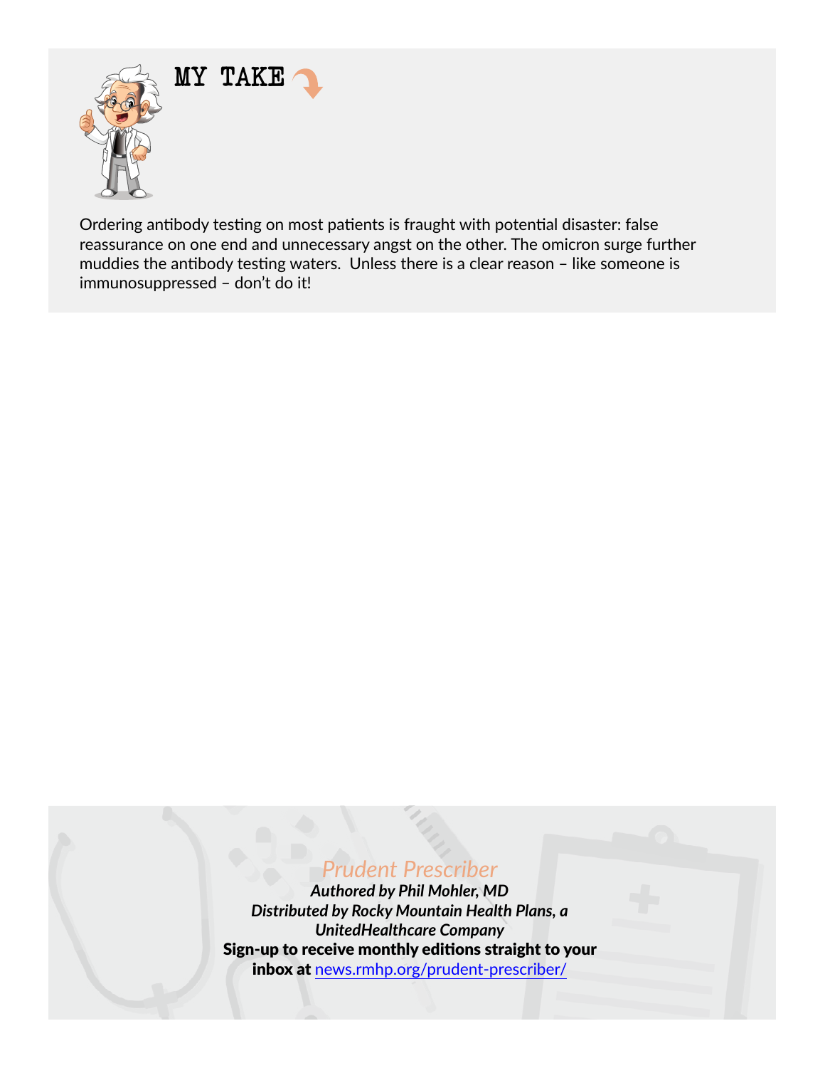## MY TAKE

Ordering antibody testing on most patients is fraught with potential disaster: false reassurance on one end and unnecessary angst on the other. The omicron surge further muddies the antibody testing waters.  Unless there is a clear reason – like someone is immunosuppressed – don't do it!

*Prudent Prescriber*

***Authored by Phil Mohler, MD***

***Distributed by Rocky Mountain Health Plans, a UnitedHealthcare Company***

**Sign-up to receive monthly editions straight to your inbox at** news.rmhp.org/prudent-prescriber/